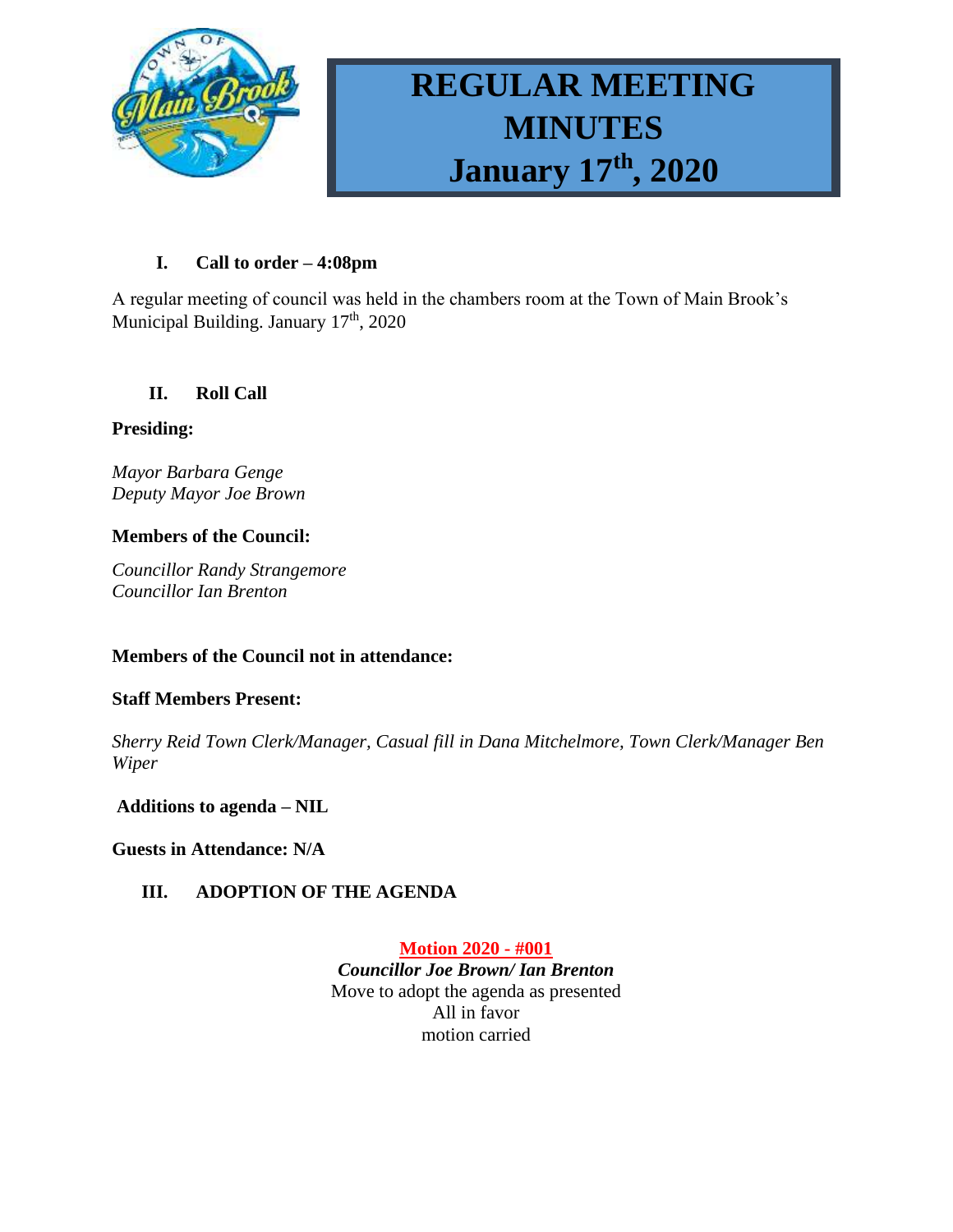# REGULAR MEETING MINUTES January 17th, 2020

## I. Call to order – 4:08pm

A regular meeting of council was held in the chambers room at the Town of Main Brook's Municipal Building. January 17th, 2020

## II. Roll Call

**Presiding:**

*Mayor Barbara Genge*
*Deputy Mayor Joe Brown*

**Members of the Council:**

*Councillor Randy Strangemore*
*Councillor Ian Brenton*

**Members of the Council not in attendance:**

**Staff Members Present:**

*Sherry Reid Town Clerk/Manager, Casual fill in Dana Mitchelmore, Town Clerk/Manager Ben Wiper*

**Additions to agenda – NIL**

**Guests in Attendance: N/A**

## III. ADOPTION OF THE AGENDA

**Motion 2020 - #001**
***Councillor Joe Brown/ Ian Brenton***
Move to adopt the agenda as presented
All in favor
motion carried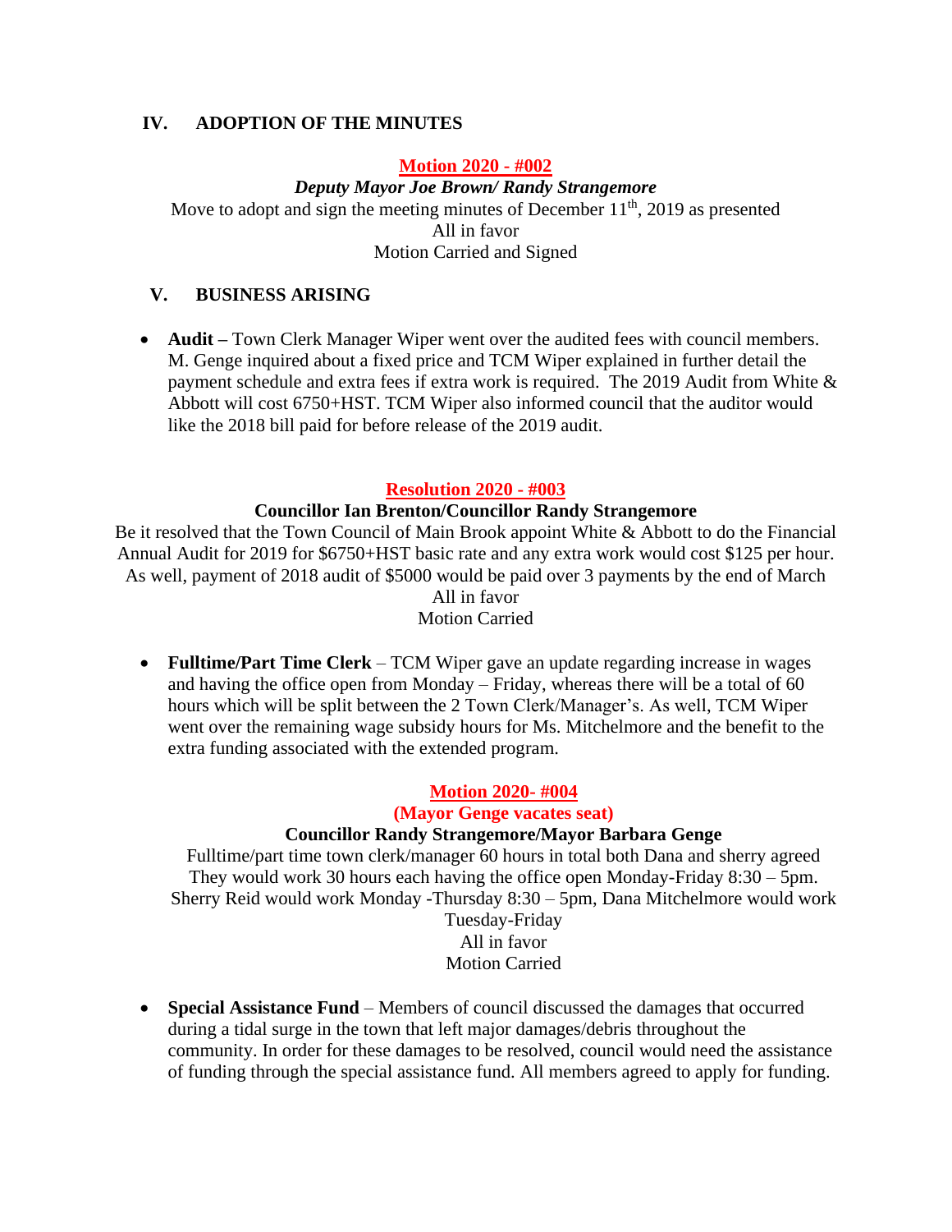## IV. ADOPTION OF THE MINUTES

**Motion 2020 - #002**

***Deputy Mayor Joe Brown/ Randy Strangemore***

Move to adopt and sign the meeting minutes of December 11th, 2019 as presented

All in favor

Motion Carried and Signed

## V. BUSINESS ARISING

- **Audit –** Town Clerk Manager Wiper went over the audited fees with council members. M. Genge inquired about a fixed price and TCM Wiper explained in further detail the payment schedule and extra fees if extra work is required. The 2019 Audit from White & Abbott will cost 6750+HST. TCM Wiper also informed council that the auditor would like the 2018 bill paid for before release of the 2019 audit.

**Resolution 2020 - #003**

**Councillor Ian Brenton/Councillor Randy Strangemore**

Be it resolved that the Town Council of Main Brook appoint White & Abbott to do the Financial Annual Audit for 2019 for $6750+HST basic rate and any extra work would cost $125 per hour. As well, payment of 2018 audit of $5000 would be paid over 3 payments by the end of March

All in favor

Motion Carried

- **Fulltime/Part Time Clerk** – TCM Wiper gave an update regarding increase in wages and having the office open from Monday – Friday, whereas there will be a total of 60 hours which will be split between the 2 Town Clerk/Manager's. As well, TCM Wiper went over the remaining wage subsidy hours for Ms. Mitchelmore and the benefit to the extra funding associated with the extended program.

**Motion 2020- #004**

**(Mayor Genge vacates seat)**

**Councillor Randy Strangemore/Mayor Barbara Genge**

Fulltime/part time town clerk/manager 60 hours in total both Dana and sherry agreed They would work 30 hours each having the office open Monday-Friday 8:30 – 5pm. Sherry Reid would work Monday -Thursday 8:30 – 5pm, Dana Mitchelmore would work Tuesday-Friday

All in favor

Motion Carried

- **Special Assistance Fund** – Members of council discussed the damages that occurred during a tidal surge in the town that left major damages/debris throughout the community. In order for these damages to be resolved, council would need the assistance of funding through the special assistance fund. All members agreed to apply for funding.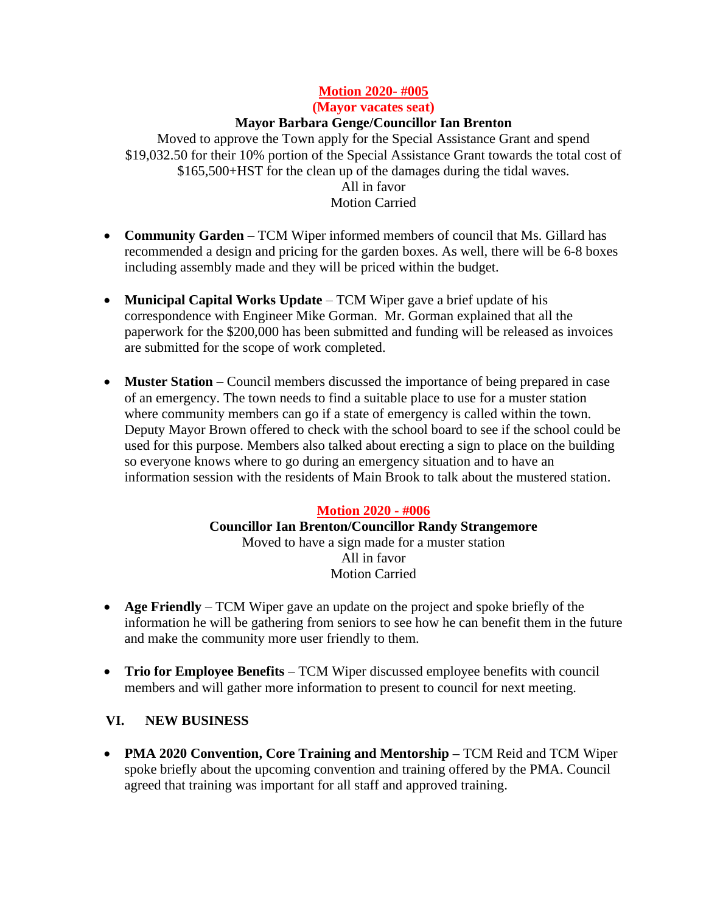**Motion 2020- #005**
**(Mayor vacates seat)**
**Mayor Barbara Genge/Councillor Ian Brenton**
Moved to approve the Town apply for the Special Assistance Grant and spend $19,032.50 for their 10% portion of the Special Assistance Grant towards the total cost of $165,500+HST for the clean up of the damages during the tidal waves.
All in favor
Motion Carried

- **Community Garden** – TCM Wiper informed members of council that Ms. Gillard has recommended a design and pricing for the garden boxes. As well, there will be 6-8 boxes including assembly made and they will be priced within the budget.

- **Municipal Capital Works Update** – TCM Wiper gave a brief update of his correspondence with Engineer Mike Gorman. Mr. Gorman explained that all the paperwork for the $200,000 has been submitted and funding will be released as invoices are submitted for the scope of work completed.

- **Muster Station** – Council members discussed the importance of being prepared in case of an emergency. The town needs to find a suitable place to use for a muster station where community members can go if a state of emergency is called within the town. Deputy Mayor Brown offered to check with the school board to see if the school could be used for this purpose. Members also talked about erecting a sign to place on the building so everyone knows where to go during an emergency situation and to have an information session with the residents of Main Brook to talk about the mustered station.

**Motion 2020 - #006**
**Councillor Ian Brenton/Councillor Randy Strangemore**
Moved to have a sign made for a muster station
All in favor
Motion Carried

- **Age Friendly** – TCM Wiper gave an update on the project and spoke briefly of the information he will be gathering from seniors to see how he can benefit them in the future and make the community more user friendly to them.

- **Trio for Employee Benefits** – TCM Wiper discussed employee benefits with council members and will gather more information to present to council for next meeting.

## VI. NEW BUSINESS

- **PMA 2020 Convention, Core Training and Mentorship –** TCM Reid and TCM Wiper spoke briefly about the upcoming convention and training offered by the PMA. Council agreed that training was important for all staff and approved training.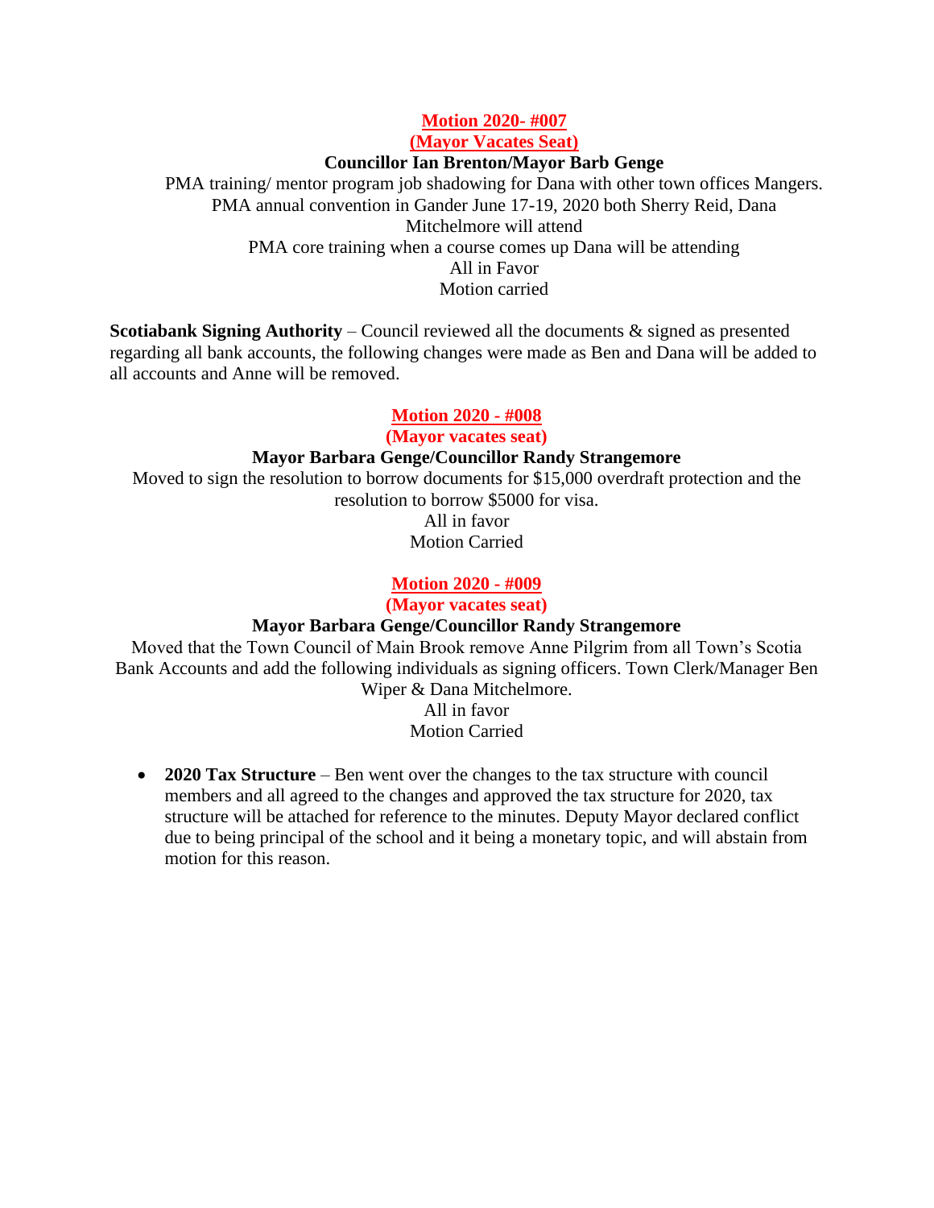**Motion 2020- #007**

**(Mayor Vacates Seat)**

**Councillor Ian Brenton/Mayor Barb Genge**

PMA training/ mentor program job shadowing for Dana with other town offices Mangers.
PMA annual convention in Gander June 17-19, 2020 both Sherry Reid, Dana Mitchelmore will attend
PMA core training when a course comes up Dana will be attending
All in Favor
Motion carried

**Scotiabank Signing Authority** – Council reviewed all the documents & signed as presented regarding all bank accounts, the following changes were made as Ben and Dana will be added to all accounts and Anne will be removed.

**Motion 2020 - #008**

**(Mayor vacates seat)**

**Mayor Barbara Genge/Councillor Randy Strangemore**

Moved to sign the resolution to borrow documents for $15,000 overdraft protection and the resolution to borrow $5000 for visa.
All in favor
Motion Carried

**Motion 2020 - #009**

**(Mayor vacates seat)**

**Mayor Barbara Genge/Councillor Randy Strangemore**

Moved that the Town Council of Main Brook remove Anne Pilgrim from all Town's Scotia Bank Accounts and add the following individuals as signing officers. Town Clerk/Manager Ben Wiper & Dana Mitchelmore.
All in favor
Motion Carried

- **2020 Tax Structure** – Ben went over the changes to the tax structure with council members and all agreed to the changes and approved the tax structure for 2020, tax structure will be attached for reference to the minutes. Deputy Mayor declared conflict due to being principal of the school and it being a monetary topic, and will abstain from motion for this reason.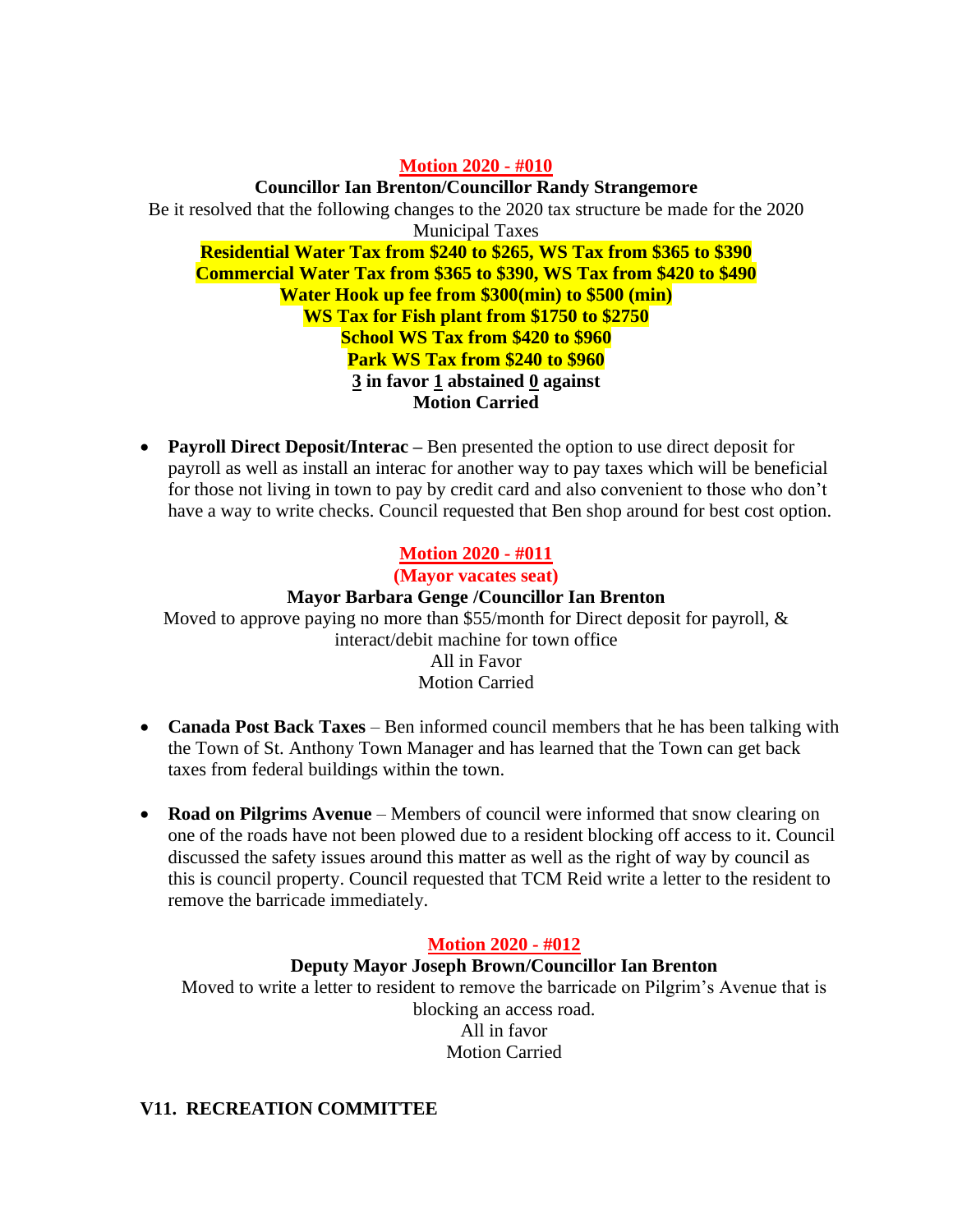**Motion 2020 - #010**

**Councillor Ian Brenton/Councillor Randy Strangemore**

Be it resolved that the following changes to the 2020 tax structure be made for the 2020 Municipal Taxes

**Residential Water Tax from $240 to $265, WS Tax from $365 to $390**
**Commercial Water Tax from $365 to $390, WS Tax from $420 to $490**
**Water Hook up fee from $300(min) to $500 (min)**
**WS Tax for Fish plant from $1750 to $2750**
**School WS Tax from $420 to $960**
**Park WS Tax from $240 to $960**
**3 in favor 1 abstained 0 against**
**Motion Carried**

- **Payroll Direct Deposit/Interac –** Ben presented the option to use direct deposit for payroll as well as install an interac for another way to pay taxes which will be beneficial for those not living in town to pay by credit card and also convenient to those who don't have a way to write checks. Council requested that Ben shop around for best cost option.

**Motion 2020 - #011**

**(Mayor vacates seat)**

**Mayor Barbara Genge /Councillor Ian Brenton**

Moved to approve paying no more than $55/month for Direct deposit for payroll, & interact/debit machine for town office
All in Favor
Motion Carried

- **Canada Post Back Taxes** – Ben informed council members that he has been talking with the Town of St. Anthony Town Manager and has learned that the Town can get back taxes from federal buildings within the town.

- **Road on Pilgrims Avenue** – Members of council were informed that snow clearing on one of the roads have not been plowed due to a resident blocking off access to it. Council discussed the safety issues around this matter as well as the right of way by council as this is council property. Council requested that TCM Reid write a letter to the resident to remove the barricade immediately.

**Motion 2020 - #012**

**Deputy Mayor Joseph Brown/Councillor Ian Brenton**

Moved to write a letter to resident to remove the barricade on Pilgrim's Avenue that is blocking an access road.
All in favor
Motion Carried

## V11. RECREATION COMMITTEE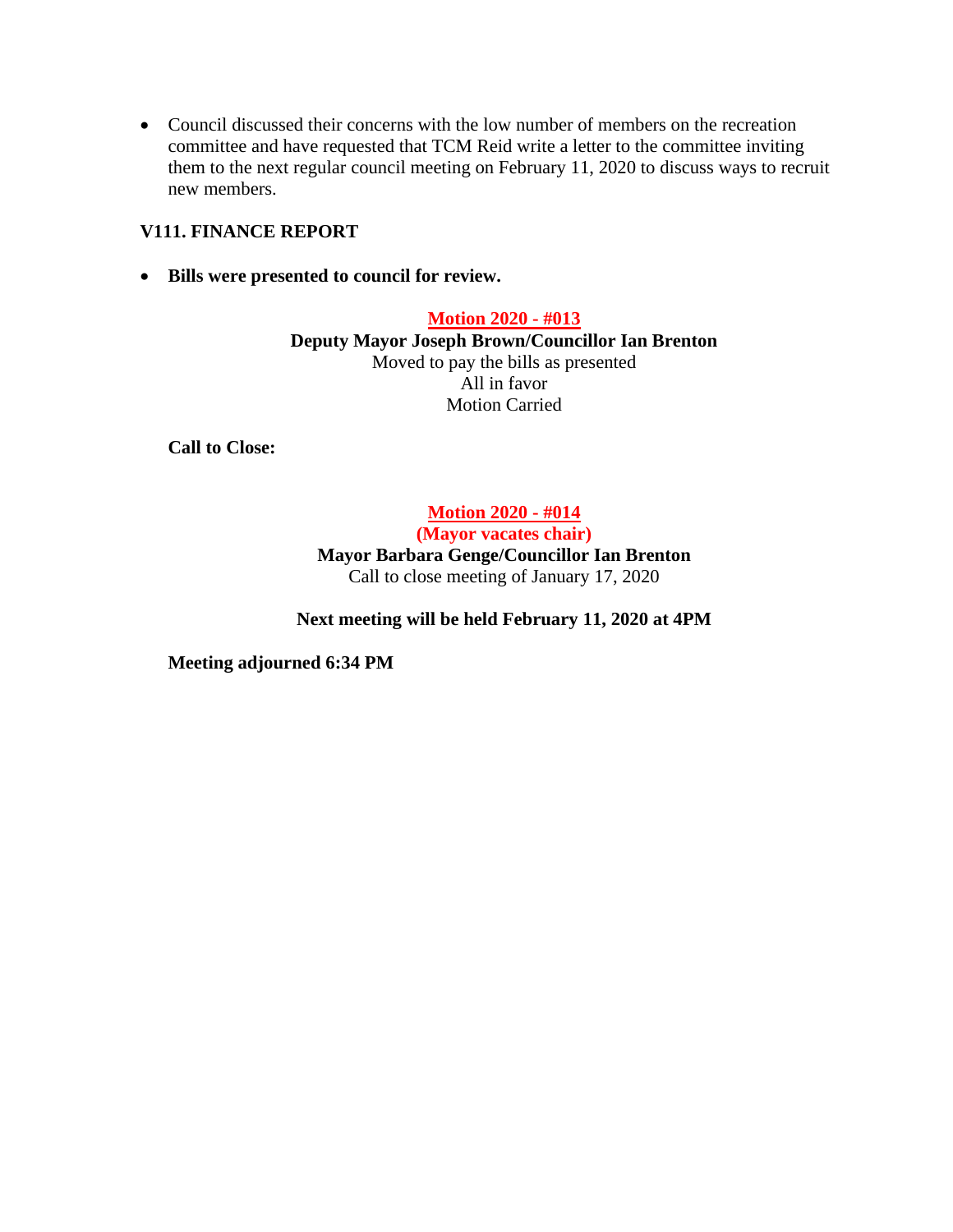- Council discussed their concerns with the low number of members on the recreation committee and have requested that TCM Reid write a letter to the committee inviting them to the next regular council meeting on February 11, 2020 to discuss ways to recruit new members.

### V111. FINANCE REPORT

- **Bills were presented to council for review.**

**Motion 2020 - #013**
**Deputy Mayor Joseph Brown/Councillor Ian Brenton**
Moved to pay the bills as presented
All in favor
Motion Carried

**Call to Close:**

**Motion 2020 - #014**
**(Mayor vacates chair)**
**Mayor Barbara Genge/Councillor Ian Brenton**
Call to close meeting of January 17, 2020

**Next meeting will be held February 11, 2020 at 4PM**

**Meeting adjourned 6:34 PM**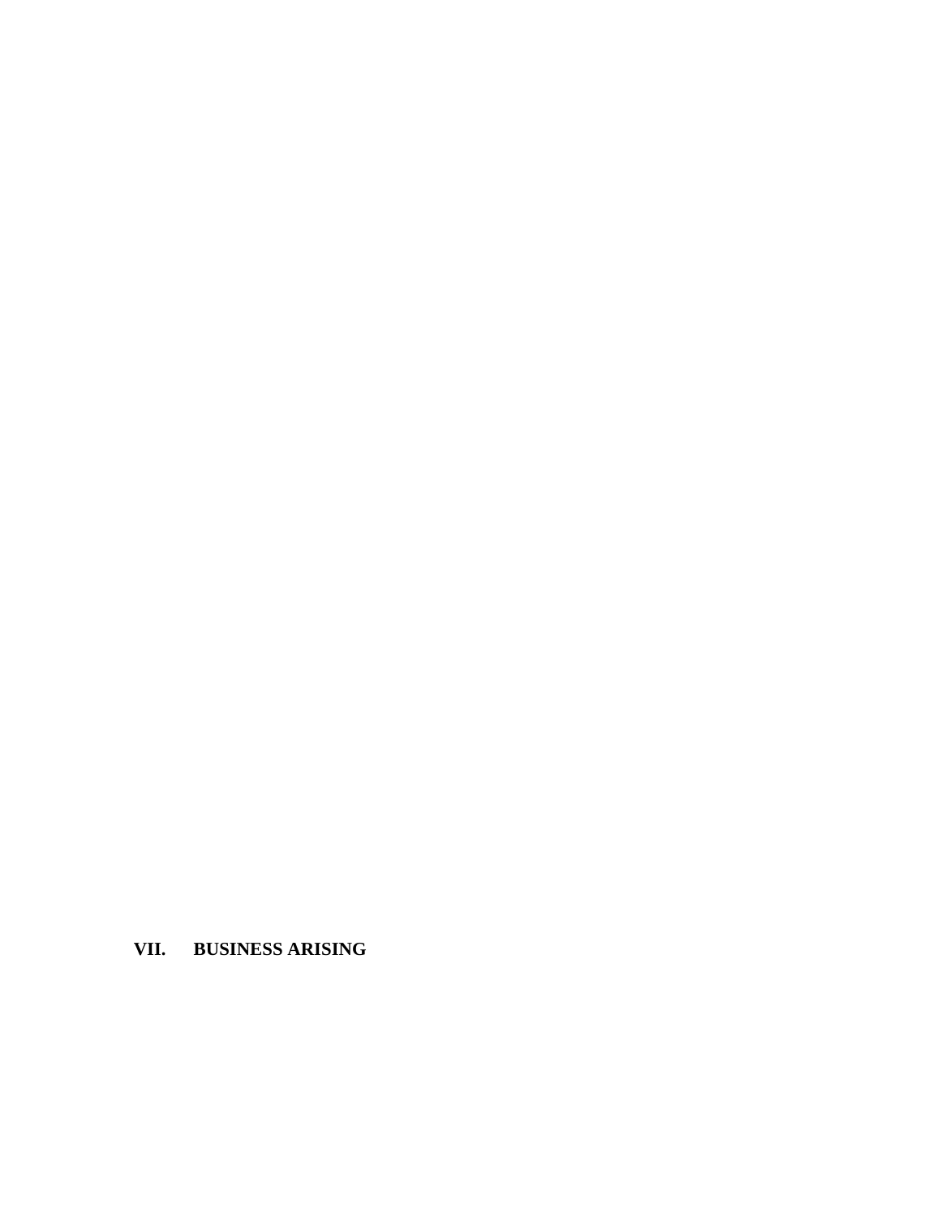## VII. BUSINESS ARISING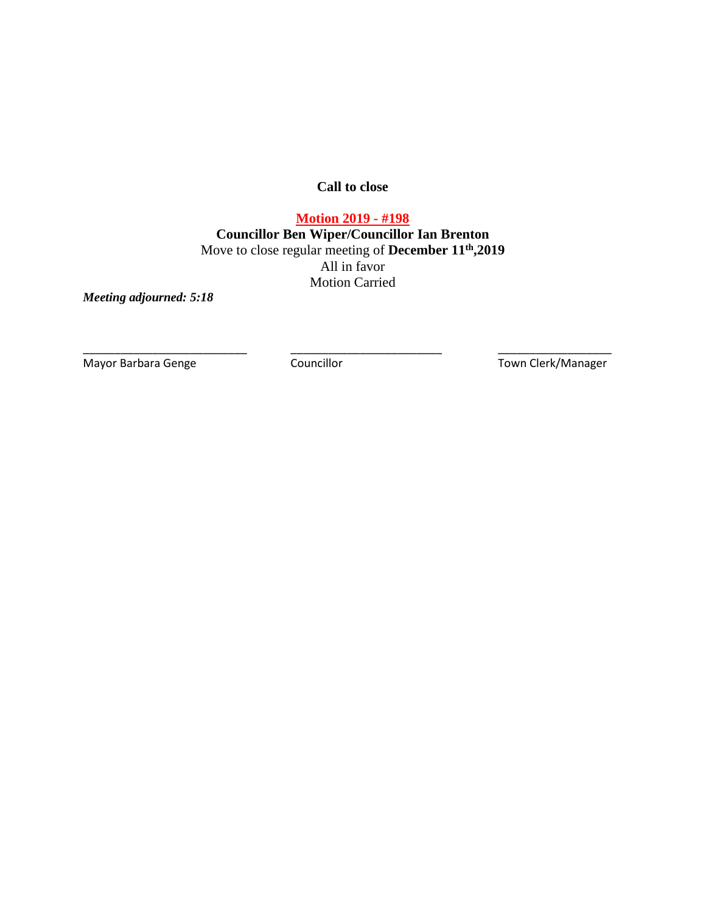**Call to close**

**Motion 2019 - #198**

**Councillor Ben Wiper/Councillor Ian Brenton**

Move to close regular meeting of **December 11th,2019**

All in favor

Motion Carried

***Meeting adjourned: 5:18***

| | | |
|---|---|---|
| ___________________________ | _________________________ | ___________________ |
| Mayor Barbara Genge | Councillor | Town Clerk/Manager |